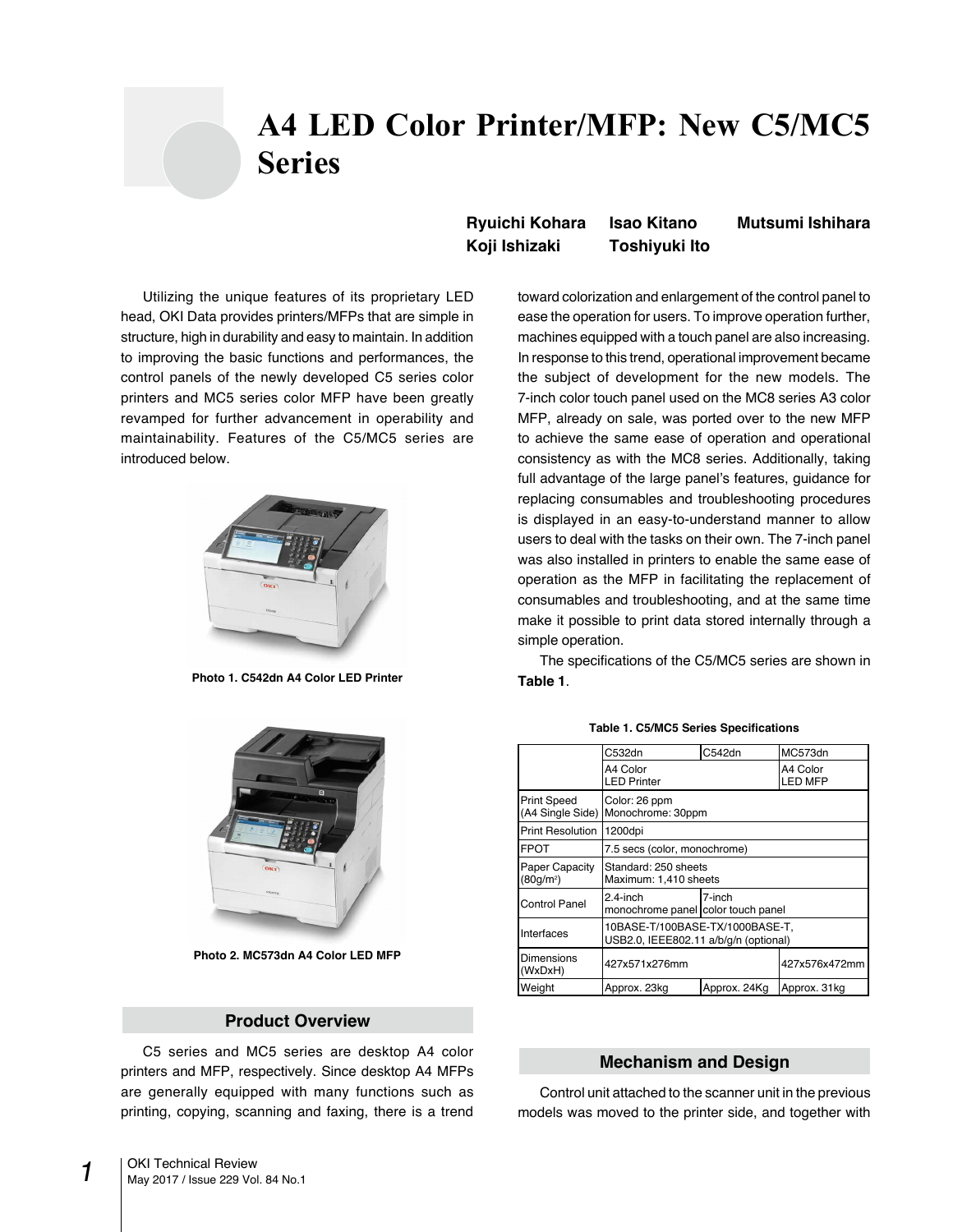# A4 LED Color Printer/MFP: New C5/MC5 Series

**Ryuichi Kohara　Isao Kitano　Mutsumi Ishihara**
**Koji Ishizaki　Toshiyuki Ito**

Utilizing the unique features of its proprietary LED head, OKI Data provides printers/MFPs that are simple in structure, high in durability and easy to maintain. In addition to improving the basic functions and performances, the control panels of the newly developed C5 series color printers and MC5 series color MFP have been greatly revamped for further advancement in operability and maintainability. Features of the C5/MC5 series are introduced below.

**Photo 1. C542dn A4 Color LED Printer**

**Photo 2. MC573dn A4 Color LED MFP**

## Product Overview

C5 series and MC5 series are desktop A4 color printers and MFP, respectively. Since desktop A4 MFPs are generally equipped with many functions such as printing, copying, scanning and faxing, there is a trend toward colorization and enlargement of the control panel to ease the operation for users. To improve operation further, machines equipped with a touch panel are also increasing. In response to this trend, operational improvement became the subject of development for the new models. The 7-inch color touch panel used on the MC8 series A3 color MFP, already on sale, was ported over to the new MFP to achieve the same ease of operation and operational consistency as with the MC8 series. Additionally, taking full advantage of the large panel's features, guidance for replacing consumables and troubleshooting procedures is displayed in an easy-to-understand manner to allow users to deal with the tasks on their own. The 7-inch panel was also installed in printers to enable the same ease of operation as the MFP in facilitating the replacement of consumables and troubleshooting, and at the same time make it possible to print data stored internally through a simple operation.

The specifications of the C5/MC5 series are shown in **Table 1**.

**Table 1. C5/MC5 Series Specifications**

| | C532dn | C542dn | MC573dn |
|---|---|---|---|
| | A4 Color LED Printer | | A4 Color LED MFP |
| Print Speed (A4 Single Side) | Color: 26 ppm Monochrome: 30ppm | | |
| Print Resolution | 1200dpi | | |
| FPOT | 7.5 secs (color, monochrome) | | |
| Paper Capacity (80g/m²) | Standard: 250 sheets Maximum: 1,410 sheets | | |
| Control Panel | 2.4-inch monochrome panel | 7-inch color touch panel | |
| Interfaces | 10BASE-T/100BASE-TX/1000BASE-T, USB2.0, IEEE802.11 a/b/g/n (optional) | | |
| Dimensions (WxDxH) | 427x571x276mm | | 427x576x472mm |
| Weight | Approx. 23kg | Approx. 24Kg | Approx. 31kg |

## Mechanism and Design

Control unit attached to the scanner unit in the previous models was moved to the printer side, and together with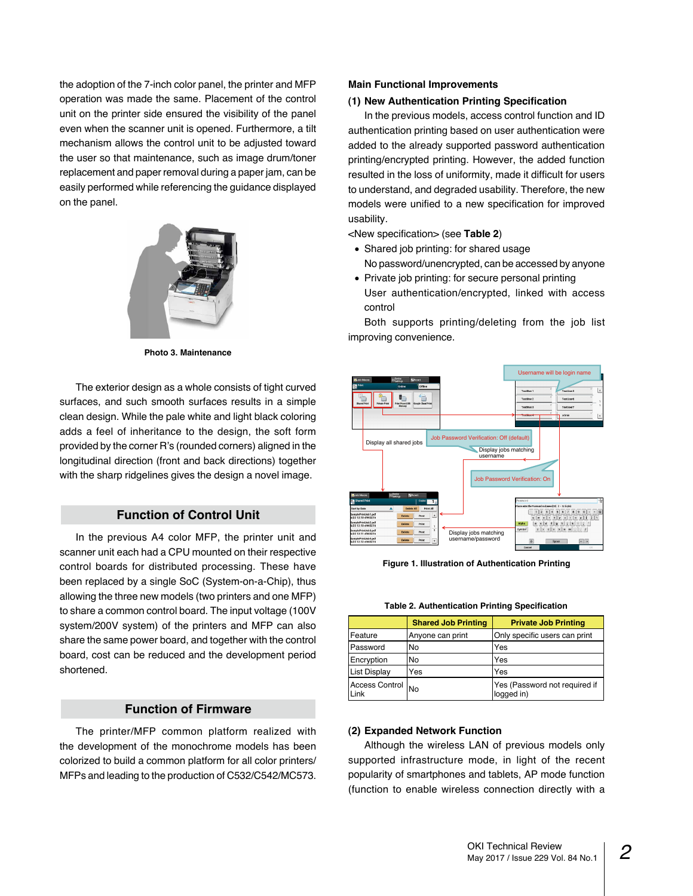the adoption of the 7-inch color panel, the printer and MFP operation was made the same. Placement of the control unit on the printer side ensured the visibility of the panel even when the scanner unit is opened. Furthermore, a tilt mechanism allows the control unit to be adjusted toward the user so that maintenance, such as image drum/toner replacement and paper removal during a paper jam, can be easily performed while referencing the guidance displayed on the panel.

Photo 3. Maintenance

The exterior design as a whole consists of tight curved surfaces, and such smooth surfaces results in a simple clean design. While the pale white and light black coloring adds a feel of inheritance to the design, the soft form provided by the corner R's (rounded corners) aligned in the longitudinal direction (front and back directions) together with the sharp ridgelines gives the design a novel image.

## Function of Control Unit

In the previous A4 color MFP, the printer unit and scanner unit each had a CPU mounted on their respective control boards for distributed processing. These have been replaced by a single SoC (System-on-a-Chip), thus allowing the three new models (two printers and one MFP) to share a common control board. The input voltage (100V system/200V system) of the printers and MFP can also share the same power board, and together with the control board, cost can be reduced and the development period shortened.

## Function of Firmware

The printer/MFP common platform realized with the development of the monochrome models has been colorized to build a common platform for all color printers/MFPs and leading to the production of C532/C542/MC573.

### Main Functional Improvements

#### (1) New Authentication Printing Specification

In the previous models, access control function and ID authentication printing based on user authentication were added to the already supported password authentication printing/encrypted printing. However, the added function resulted in the loss of uniformity, made it difficult for users to understand, and degraded usability. Therefore, the new models were unified to a new specification for improved usability.

<New specification> (see **Table 2**)

- Shared job printing: for shared usage
  No password/unencrypted, can be accessed by anyone
- Private job printing: for secure personal printing
  User authentication/encrypted, linked with access control

Both supports printing/deleting from the job list improving convenience.

Username will be login name

Display all shared jobs

Job Password Verification: Off (default)

Display jobs matching username

Job Password Verification: On

Display jobs matching username/password

Figure 1. Illustration of Authentication Printing

Table 2. Authentication Printing Specification

| | Shared Job Printing | Private Job Printing |
|---|---|---|
| Feature | Anyone can print | Only specific users can print |
| Password | No | Yes |
| Encryption | No | Yes |
| List Display | Yes | Yes |
| Access Control Link | No | Yes (Password not required if logged in) |

#### (2) Expanded Network Function

Although the wireless LAN of previous models only supported infrastructure mode, in light of the recent popularity of smartphones and tablets, AP mode function (function to enable wireless connection directly with a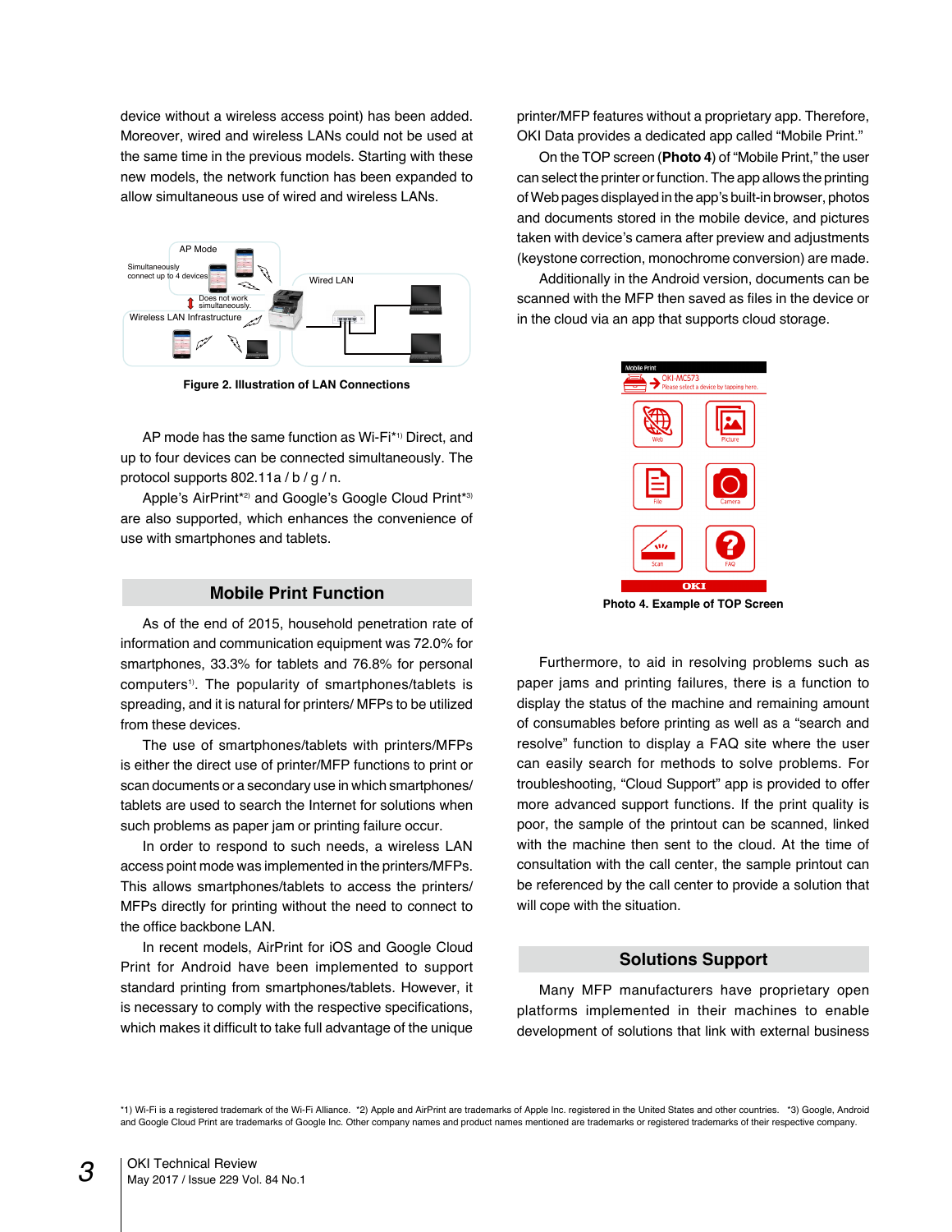device without a wireless access point) has been added. Moreover, wired and wireless LANs could not be used at the same time in the previous models. Starting with these new models, the network function has been expanded to allow simultaneous use of wired and wireless LANs.

AP Mode

Simultaneously connect up to 4 devices

Does not work simultaneously.

Wireless LAN Infrastructure

Wired LAN

**Figure 2. Illustration of LAN Connections**

AP mode has the same function as Wi-Fi*1) Direct, and up to four devices can be connected simultaneously. The protocol supports 802.11a / b / g / n.

Apple's AirPrint*2) and Google's Google Cloud Print*3) are also supported, which enhances the convenience of use with smartphones and tablets.

## Mobile Print Function

As of the end of 2015, household penetration rate of information and communication equipment was 72.0% for smartphones, 33.3% for tablets and 76.8% for personal computers[1]. The popularity of smartphones/tablets is spreading, and it is natural for printers/ MFPs to be utilized from these devices.

The use of smartphones/tablets with printers/MFPs is either the direct use of printer/MFP functions to print or scan documents or a secondary use in which smartphones/ tablets are used to search the Internet for solutions when such problems as paper jam or printing failure occur.

In order to respond to such needs, a wireless LAN access point mode was implemented in the printers/MFPs. This allows smartphones/tablets to access the printers/ MFPs directly for printing without the need to connect to the office backbone LAN.

In recent models, AirPrint for iOS and Google Cloud Print for Android have been implemented to support standard printing from smartphones/tablets. However, it is necessary to comply with the respective specifications, which makes it difficult to take full advantage of the unique printer/MFP features without a proprietary app. Therefore, OKI Data provides a dedicated app called "Mobile Print."

On the TOP screen (**Photo 4**) of "Mobile Print," the user can select the printer or function. The app allows the printing of Web pages displayed in the app's built-in browser, photos and documents stored in the mobile device, and pictures taken with device's camera after preview and adjustments (keystone correction, monochrome conversion) are made.

Additionally in the Android version, documents can be scanned with the MFP then saved as files in the device or in the cloud via an app that supports cloud storage.

Mobile Print

OKI-MC573

Please select a device by tapping here.

Web

Picture

File

Camera

Scan

FAQ

OKI

**Photo 4. Example of TOP Screen**

Furthermore, to aid in resolving problems such as paper jams and printing failures, there is a function to display the status of the machine and remaining amount of consumables before printing as well as a "search and resolve" function to display a FAQ site where the user can easily search for methods to solve problems. For troubleshooting, "Cloud Support" app is provided to offer more advanced support functions. If the print quality is poor, the sample of the printout can be scanned, linked with the machine then sent to the cloud. At the time of consultation with the call center, the sample printout can be referenced by the call center to provide a solution that will cope with the situation.

## Solutions Support

Many MFP manufacturers have proprietary open platforms implemented in their machines to enable development of solutions that link with external business

*1) Wi-Fi is a registered trademark of the Wi-Fi Alliance. *2) Apple and AirPrint are trademarks of Apple Inc. registered in the United States and other countries. *3) Google, Android and Google Cloud Print are trademarks of Google Inc. Other company names and product names mentioned are trademarks or registered trademarks of their respective company.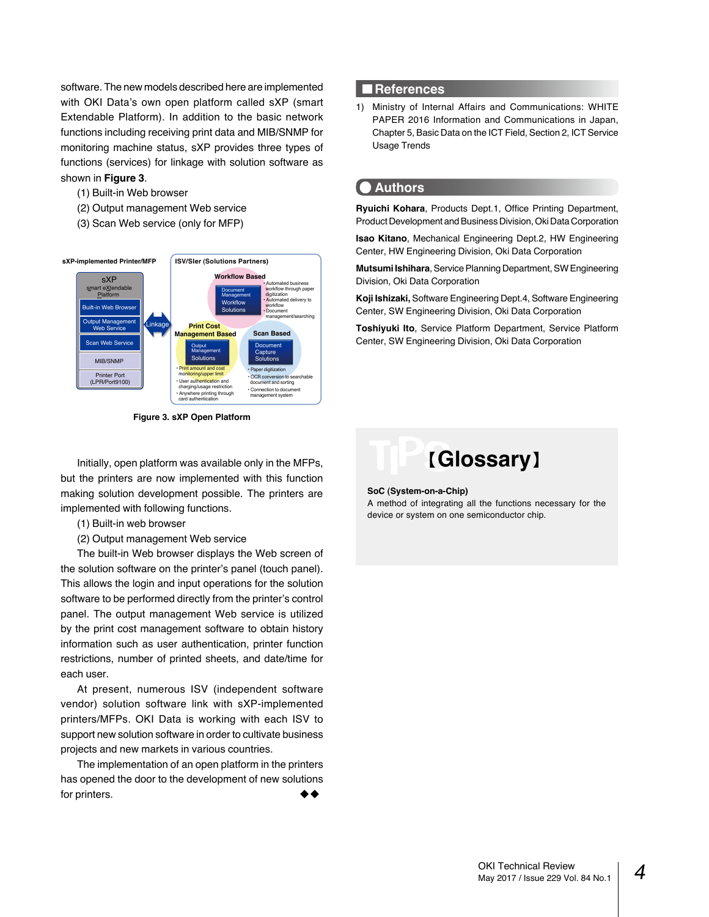software. The new models described here are implemented with OKI Data's own open platform called sXP (smart Extendable Platform). In addition to the basic network functions including receiving print data and MIB/SNMP for monitoring machine status, sXP provides three types of functions (services) for linkage with solution software as shown in **Figure 3**.

(1) Built-in Web browser
(2) Output management Web service
(3) Scan Web service (only for MFP)

sXP-implemented Printer/MFP

sXP
smart eXtendable Platform
Built-in Web Browser
Output Management Web Service
Scan Web Service
MIB/SNMP
Printer Port (LPR/Port9100)

Linkage

ISV/SIer (Solutions Partners)

Workflow Based
Document Management Workflow Solutions
・Automated business workflow through paper digitization
・Automated delivery to workflow
・Document management/searching

Print Cost Management Based
Output Management Solutions
・Print amount and cost monitoring/upper limit
・User authentication and charging/usage restriction
・Anywhere printing through card authentication

Scan Based
Document Capture Solutions
・Paper digitization
・OCR conversion to searchable document and sorting
・Connection to document management system

**Figure 3. sXP Open Platform**

Initially, open platform was available only in the MFPs, but the printers are now implemented with this function making solution development possible. The printers are implemented with following functions.

(1) Built-in web browser
(2) Output management Web service

The built-in Web browser displays the Web screen of the solution software on the printer's panel (touch panel). This allows the login and input operations for the solution software to be performed directly from the printer's control panel. The output management Web service is utilized by the print cost management software to obtain history information such as user authentication, printer function restrictions, number of printed sheets, and date/time for each user.

At present, numerous ISV (independent software vendor) solution software link with sXP-implemented printers/MFPs. OKI Data is working with each ISV to support new solution software in order to cultivate business projects and new markets in various countries.

The implementation of an open platform in the printers has opened the door to the development of new solutions for printers. ◆◆

## References

1) Ministry of Internal Affairs and Communications: WHITE PAPER 2016 Information and Communications in Japan, Chapter 5, Basic Data on the ICT Field, Section 2, ICT Service Usage Trends

## Authors

**Ryuichi Kohara**, Products Dept.1, Office Printing Department, Product Development and Business Division, Oki Data Corporation

**Isao Kitano**, Mechanical Engineering Dept.2, HW Engineering Center, HW Engineering Division, Oki Data Corporation

**Mutsumi Ishihara**, Service Planning Department, SW Engineering Division, Oki Data Corporation

**Koji Ishizaki,** Software Engineering Dept.4, Software Engineering Center, SW Engineering Division, Oki Data Corporation

**Toshiyuki Ito**, Service Platform Department, Service Platform Center, SW Engineering Division, Oki Data Corporation

## 【Glossary】

**SoC (System-on-a-Chip)**
A method of integrating all the functions necessary for the device or system on one semiconductor chip.